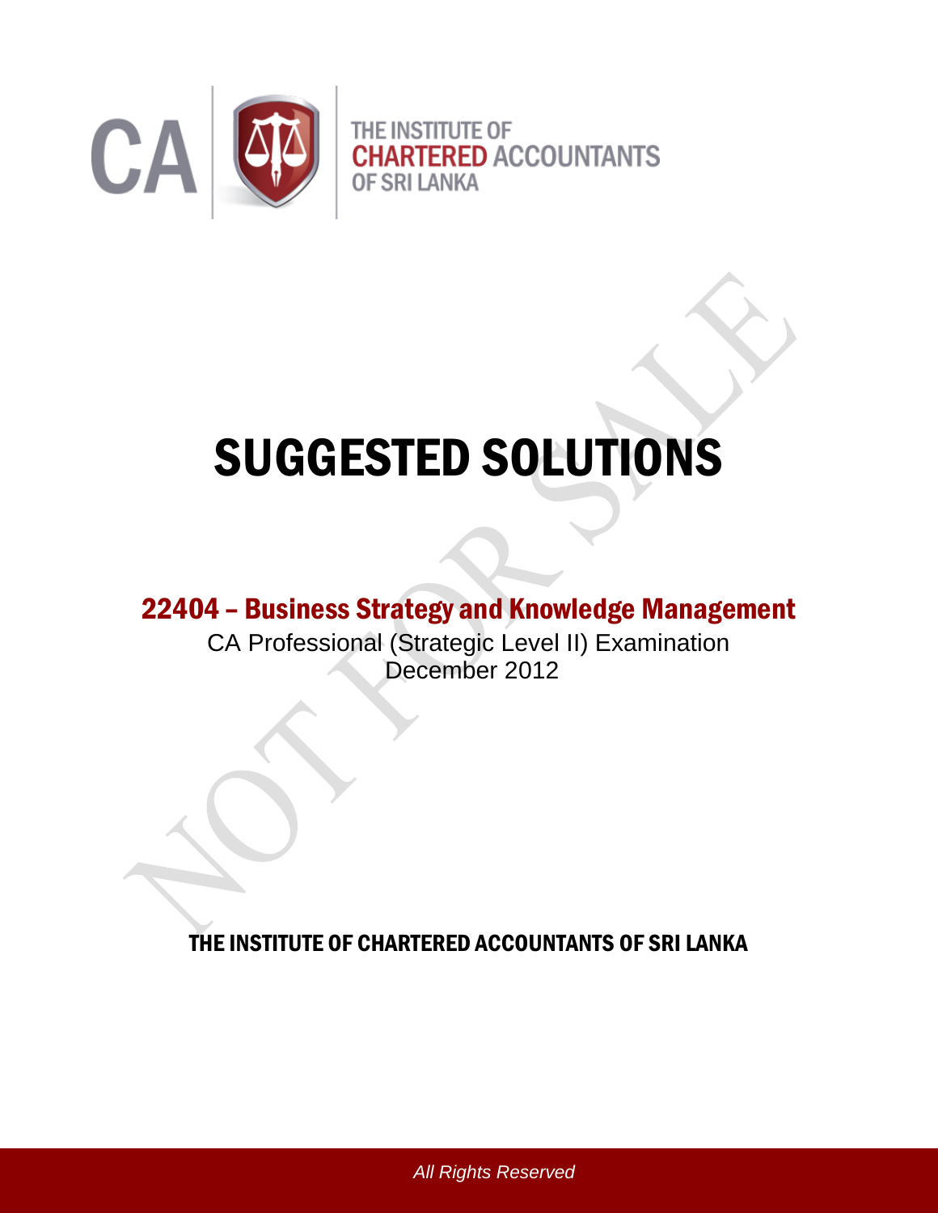THE INSTITUTE OF CHARTERED ACCOUNTANTS OF SRI LANKA

# SUGGESTED SOLUTIONS

## 22404 – Business Strategy and Knowledge Management

CA Professional (Strategic Level II) Examination
December 2012

THE INSTITUTE OF CHARTERED ACCOUNTANTS OF SRI LANKA

*All Rights Reserved*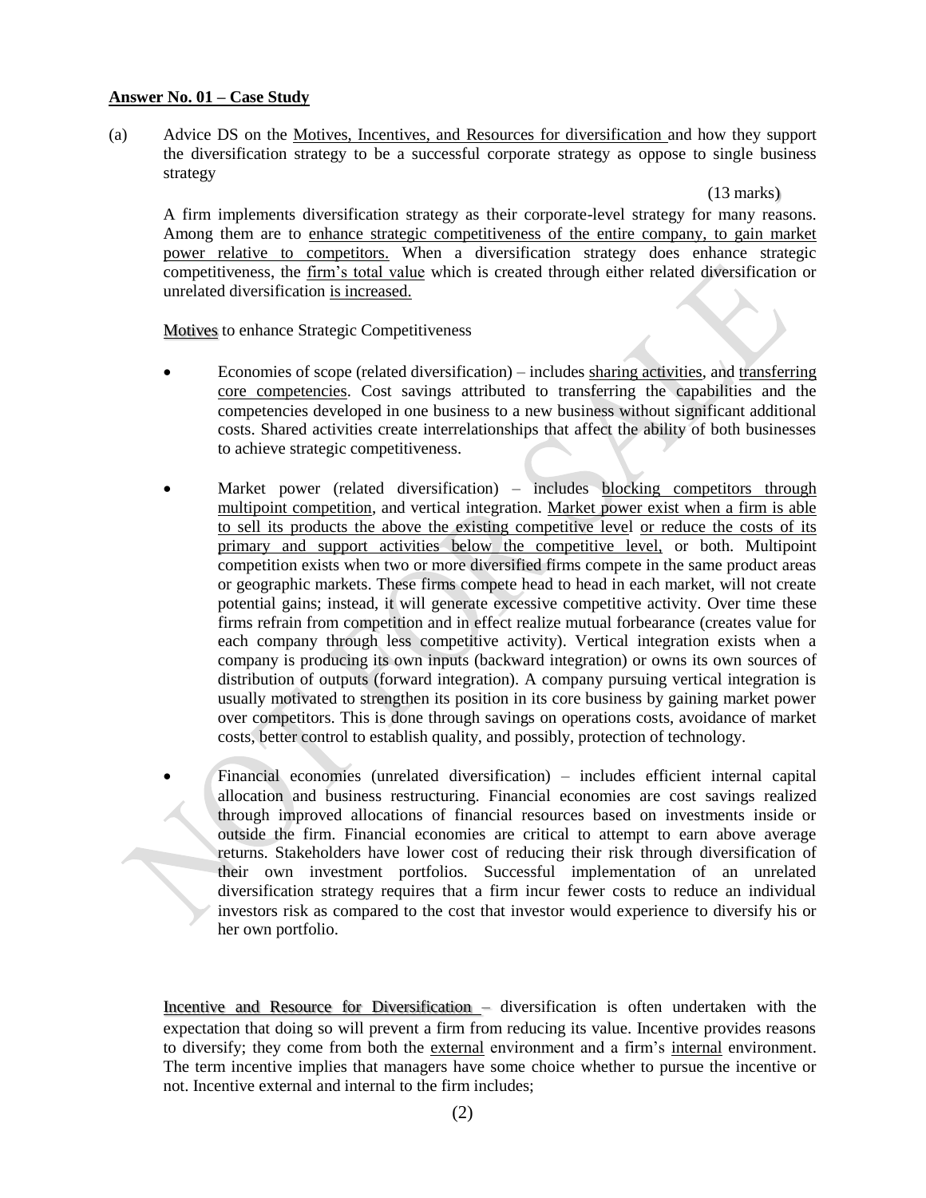**Answer No. 01 – Case Study**

(a) Advice DS on the Motives, Incentives, and Resources for diversification and how they support the diversification strategy to be a successful corporate strategy as oppose to single business strategy

(13 marks)

A firm implements diversification strategy as their corporate-level strategy for many reasons. Among them are to enhance strategic competitiveness of the entire company, to gain market power relative to competitors. When a diversification strategy does enhance strategic competitiveness, the firm's total value which is created through either related diversification or unrelated diversification is increased.

Motives to enhance Strategic Competitiveness

- Economies of scope (related diversification) – includes sharing activities, and transferring core competencies. Cost savings attributed to transferring the capabilities and the competencies developed in one business to a new business without significant additional costs. Shared activities create interrelationships that affect the ability of both businesses to achieve strategic competitiveness.

- Market power (related diversification) – includes blocking competitors through multipoint competition, and vertical integration. Market power exist when a firm is able to sell its products the above the existing competitive level or reduce the costs of its primary and support activities below the competitive level, or both. Multipoint competition exists when two or more diversified firms compete in the same product areas or geographic markets. These firms compete head to head in each market, will not create potential gains; instead, it will generate excessive competitive activity. Over time these firms refrain from competition and in effect realize mutual forbearance (creates value for each company through less competitive activity). Vertical integration exists when a company is producing its own inputs (backward integration) or owns its own sources of distribution of outputs (forward integration). A company pursuing vertical integration is usually motivated to strengthen its position in its core business by gaining market power over competitors. This is done through savings on operations costs, avoidance of market costs, better control to establish quality, and possibly, protection of technology.

- Financial economies (unrelated diversification) – includes efficient internal capital allocation and business restructuring. Financial economies are cost savings realized through improved allocations of financial resources based on investments inside or outside the firm. Financial economies are critical to attempt to earn above average returns. Stakeholders have lower cost of reducing their risk through diversification of their own investment portfolios. Successful implementation of an unrelated diversification strategy requires that a firm incur fewer costs to reduce an individual investors risk as compared to the cost that investor would experience to diversify his or her own portfolio.

Incentive and Resource for Diversification – diversification is often undertaken with the expectation that doing so will prevent a firm from reducing its value. Incentive provides reasons to diversify; they come from both the external environment and a firm's internal environment. The term incentive implies that managers have some choice whether to pursue the incentive or not. Incentive external and internal to the firm includes;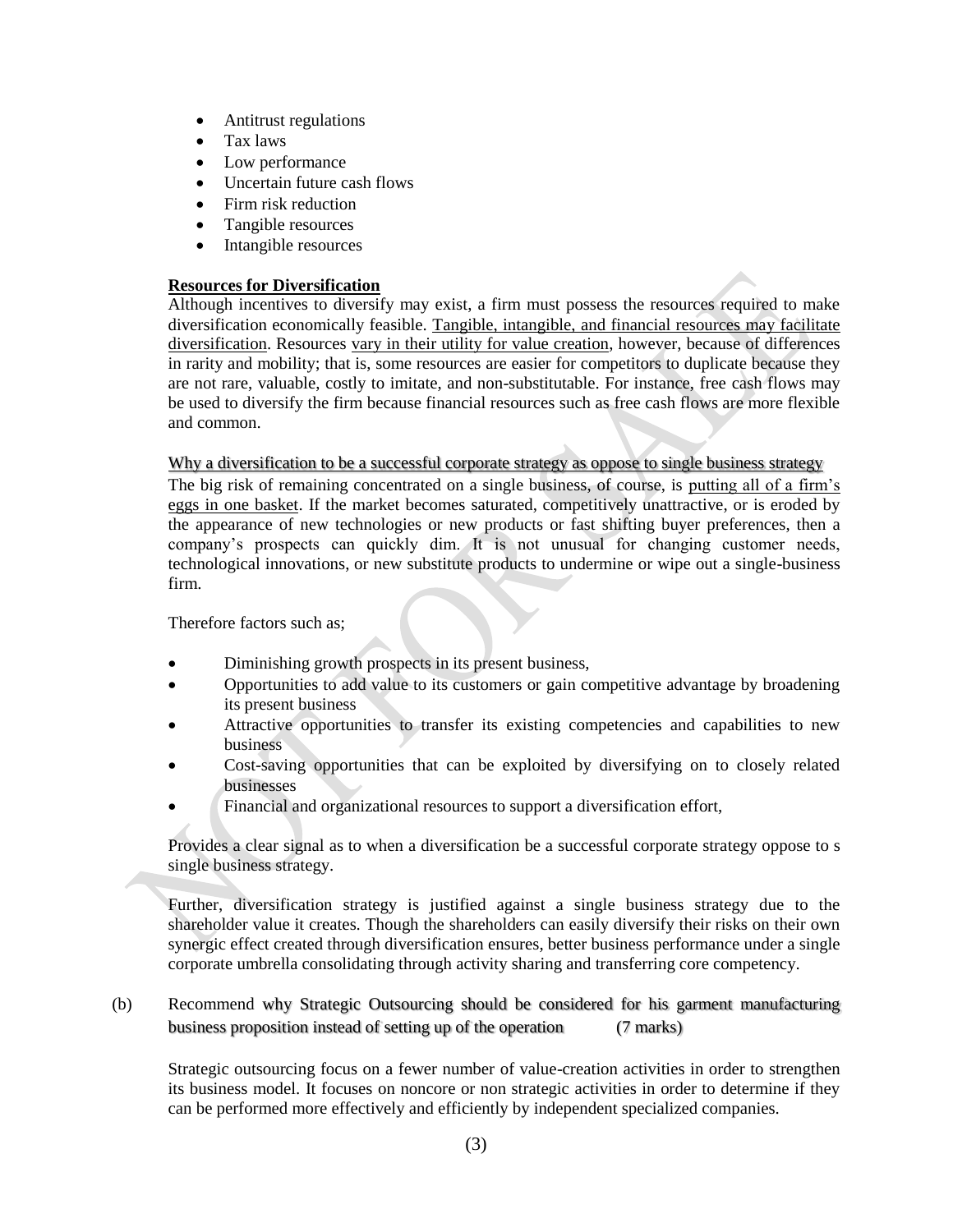- Antitrust regulations
- Tax laws
- Low performance
- Uncertain future cash flows
- Firm risk reduction
- Tangible resources
- Intangible resources

**Resources for Diversification**

Although incentives to diversify may exist, a firm must possess the resources required to make diversification economically feasible. Tangible, intangible, and financial resources may facilitate diversification. Resources vary in their utility for value creation, however, because of differences in rarity and mobility; that is, some resources are easier for competitors to duplicate because they are not rare, valuable, costly to imitate, and non-substitutable. For instance, free cash flows may be used to diversify the firm because financial resources such as free cash flows are more flexible and common.

Why a diversification to be a successful corporate strategy as oppose to single business strategy

The big risk of remaining concentrated on a single business, of course, is putting all of a firm's eggs in one basket. If the market becomes saturated, competitively unattractive, or is eroded by the appearance of new technologies or new products or fast shifting buyer preferences, then a company's prospects can quickly dim. It is not unusual for changing customer needs, technological innovations, or new substitute products to undermine or wipe out a single-business firm.

Therefore factors such as;

- Diminishing growth prospects in its present business,
- Opportunities to add value to its customers or gain competitive advantage by broadening its present business
- Attractive opportunities to transfer its existing competencies and capabilities to new business
- Cost-saving opportunities that can be exploited by diversifying on to closely related businesses
- Financial and organizational resources to support a diversification effort,

Provides a clear signal as to when a diversification be a successful corporate strategy oppose to s single business strategy.

Further, diversification strategy is justified against a single business strategy due to the shareholder value it creates. Though the shareholders can easily diversify their risks on their own synergic effect created through diversification ensures, better business performance under a single corporate umbrella consolidating through activity sharing and transferring core competency.

(b) Recommend why Strategic Outsourcing should be considered for his garment manufacturing business proposition instead of setting up of the operation (7 marks)

Strategic outsourcing focus on a fewer number of value-creation activities in order to strengthen its business model. It focuses on noncore or non strategic activities in order to determine if they can be performed more effectively and efficiently by independent specialized companies.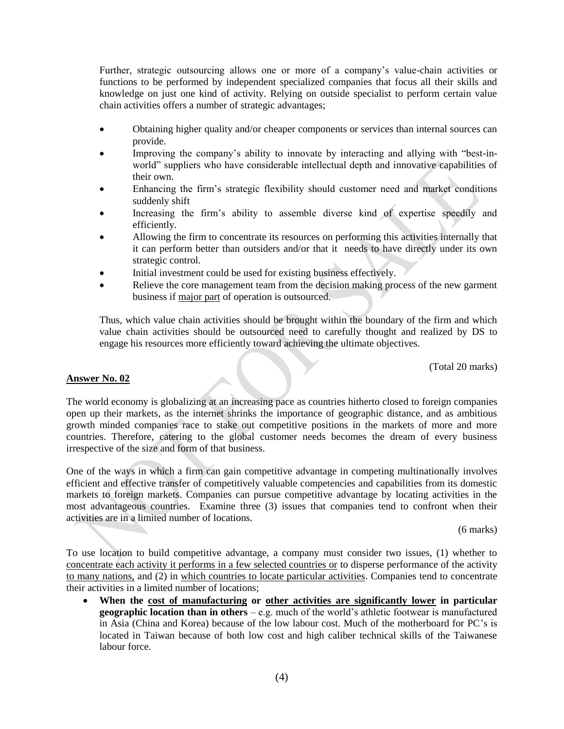Further, strategic outsourcing allows one or more of a company's value-chain activities or functions to be performed by independent specialized companies that focus all their skills and knowledge on just one kind of activity. Relying on outside specialist to perform certain value chain activities offers a number of strategic advantages;

- Obtaining higher quality and/or cheaper components or services than internal sources can provide.
- Improving the company's ability to innovate by interacting and allying with "best-in-world" suppliers who have considerable intellectual depth and innovative capabilities of their own.
- Enhancing the firm's strategic flexibility should customer need and market conditions suddenly shift
- Increasing the firm's ability to assemble diverse kind of expertise speedily and efficiently.
- Allowing the firm to concentrate its resources on performing this activities internally that it can perform better than outsiders and/or that it needs to have directly under its own strategic control.
- Initial investment could be used for existing business effectively.
- Relieve the core management team from the decision making process of the new garment business if major part of operation is outsourced.

Thus, which value chain activities should be brought within the boundary of the firm and which value chain activities should be outsourced need to carefully thought and realized by DS to engage his resources more efficiently toward achieving the ultimate objectives.

(Total 20 marks)

## Answer No. 02

The world economy is globalizing at an increasing pace as countries hitherto closed to foreign companies open up their markets, as the internet shrinks the importance of geographic distance, and as ambitious growth minded companies race to stake out competitive positions in the markets of more and more countries. Therefore, catering to the global customer needs becomes the dream of every business irrespective of the size and form of that business.

One of the ways in which a firm can gain competitive advantage in competing multinationally involves efficient and effective transfer of competitively valuable competencies and capabilities from its domestic markets to foreign markets. Companies can pursue competitive advantage by locating activities in the most advantageous countries. Examine three (3) issues that companies tend to confront when their activities are in a limited number of locations.

(6 marks)

To use location to build competitive advantage, a company must consider two issues, (1) whether to concentrate each activity it performs in a few selected countries or to disperse performance of the activity to many nations, and (2) in which countries to locate particular activities. Companies tend to concentrate their activities in a limited number of locations;

- **When the cost of manufacturing or other activities are significantly lower in particular geographic location than in others** – e.g. much of the world's athletic footwear is manufactured in Asia (China and Korea) because of the low labour cost. Much of the motherboard for PC's is located in Taiwan because of both low cost and high caliber technical skills of the Taiwanese labour force.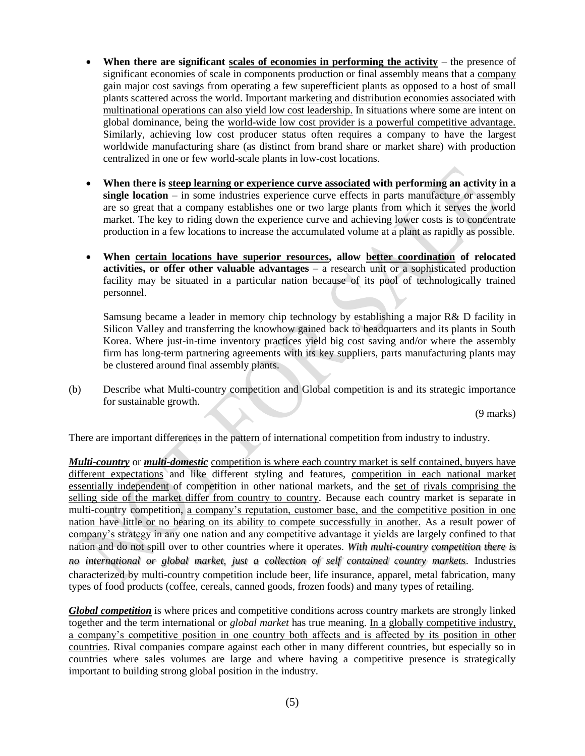- **When there are significant scales of economies in performing the activity** – the presence of significant economies of scale in components production or final assembly means that a company gain major cost savings from operating a few superefficient plants as opposed to a host of small plants scattered across the world. Important marketing and distribution economies associated with multinational operations can also yield low cost leadership. In situations where some are intent on global dominance, being the world-wide low cost provider is a powerful competitive advantage. Similarly, achieving low cost producer status often requires a company to have the largest worldwide manufacturing share (as distinct from brand share or market share) with production centralized in one or few world-scale plants in low-cost locations.

- **When there is steep learning or experience curve associated with performing an activity in a single location** – in some industries experience curve effects in parts manufacture or assembly are so great that a company establishes one or two large plants from which it serves the world market. The key to riding down the experience curve and achieving lower costs is to concentrate production in a few locations to increase the accumulated volume at a plant as rapidly as possible.

- **When certain locations have superior resources, allow better coordination of relocated activities, or offer other valuable advantages** – a research unit or a sophisticated production facility may be situated in a particular nation because of its pool of technologically trained personnel.

  Samsung became a leader in memory chip technology by establishing a major R& D facility in Silicon Valley and transferring the knowhow gained back to headquarters and its plants in South Korea. Where just-in-time inventory practices yield big cost saving and/or where the assembly firm has long-term partnering agreements with its key suppliers, parts manufacturing plants may be clustered around final assembly plants.

(b) Describe what Multi-country competition and Global competition is and its strategic importance for sustainable growth.

(9 marks)

There are important differences in the pattern of international competition from industry to industry.

***Multi-country*** or ***multi-domestic*** competition is where each country market is self contained, buyers have different expectations and like different styling and features, competition in each national market essentially independent of competition in other national markets, and the set of rivals comprising the selling side of the market differ from country to country. Because each country market is separate in multi-country competition, a company's reputation, customer base, and the competitive position in one nation have little or no bearing on its ability to compete successfully in another. As a result power of company's strategy in any one nation and any competitive advantage it yields are largely confined to that nation and do not spill over to other countries where it operates. *With multi-country competition there is no international or global market, just a collection of self contained country markets*. Industries characterized by multi-country competition include beer, life insurance, apparel, metal fabrication, many types of food products (coffee, cereals, canned goods, frozen foods) and many types of retailing.

***Global competition*** is where prices and competitive conditions across country markets are strongly linked together and the term international or *global market* has true meaning. In a globally competitive industry, a company's competitive position in one country both affects and is affected by its position in other countries. Rival companies compare against each other in many different countries, but especially so in countries where sales volumes are large and where having a competitive presence is strategically important to building strong global position in the industry.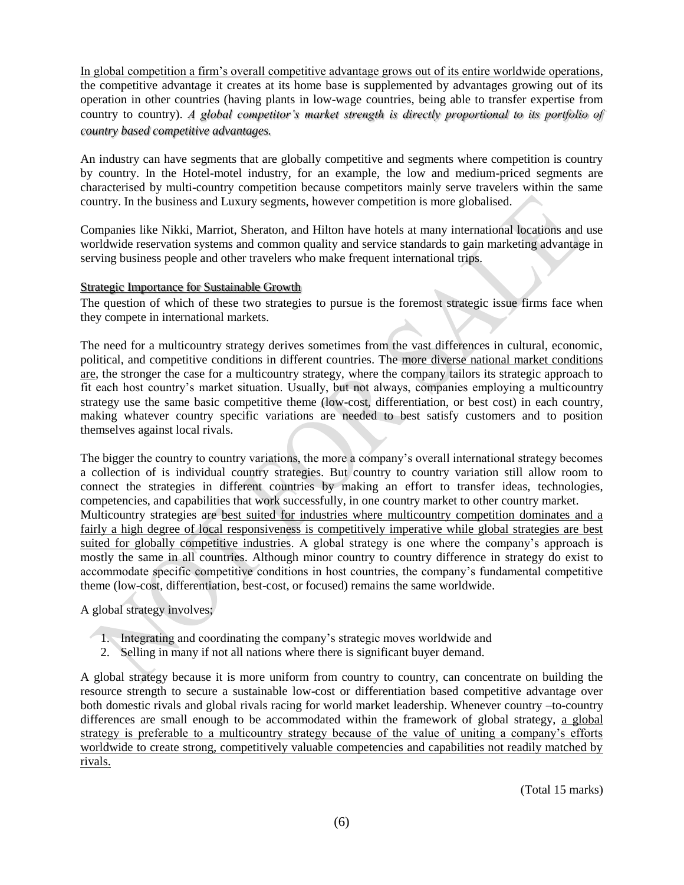<u>In global competition a firm's overall competitive advantage grows out of its entire worldwide operations</u>, the competitive advantage it creates at its home base is supplemented by advantages growing out of its operation in other countries (having plants in low-wage countries, being able to transfer expertise from country to country). ***A global competitor's market strength is directly proportional to its portfolio of country based competitive advantages.***

An industry can have segments that are globally competitive and segments where competition is country by country. In the Hotel-motel industry, for an example, the low and medium-priced segments are characterised by multi-country competition because competitors mainly serve travelers within the same country. In the business and Luxury segments, however competition is more globalised.

Companies like Nikki, Marriot, Sheraton, and Hilton have hotels at many international locations and use worldwide reservation systems and common quality and service standards to gain marketing advantage in serving business people and other travelers who make frequent international trips.

<u>Strategic Importance for Sustainable Growth</u>

The question of which of these two strategies to pursue is the foremost strategic issue firms face when they compete in international markets.

The need for a multicountry strategy derives sometimes from the vast differences in cultural, economic, political, and competitive conditions in different countries. The <u>more diverse national market conditions are</u>, the stronger the case for a multicountry strategy, where the company tailors its strategic approach to fit each host country's market situation. Usually, but not always, companies employing a multicountry strategy use the same basic competitive theme (low-cost, differentiation, or best cost) in each country, making whatever country specific variations are needed to best satisfy customers and to position themselves against local rivals.

The bigger the country to country variations, the more a company's overall international strategy becomes a collection of is individual country strategies. But country to country variation still allow room to connect the strategies in different countries by making an effort to transfer ideas, technologies, competencies, and capabilities that work successfully, in one country market to other country market.
Multicountry strategies are <u>best suited for industries where multicountry competition dominates and a fairly a high degree of local responsiveness is competitively imperative while global strategies are best suited for globally competitive industries</u>. A global strategy is one where the company's approach is mostly the same in all countries. Although minor country to country difference in strategy do exist to accommodate specific competitive conditions in host countries, the company's fundamental competitive theme (low-cost, differentiation, best-cost, or focused) remains the same worldwide.

A global strategy involves;

1. Integrating and coordinating the company's strategic moves worldwide and
2. Selling in many if not all nations where there is significant buyer demand.

A global strategy because it is more uniform from country to country, can concentrate on building the resource strength to secure a sustainable low-cost or differentiation based competitive advantage over both domestic rivals and global rivals racing for world market leadership. Whenever country –to-country differences are small enough to be accommodated within the framework of global strategy, <u>a global strategy is preferable to a multicountry strategy because of the value of uniting a company's efforts worldwide to create strong, competitively valuable competencies and capabilities not readily matched by rivals.</u>

(Total 15 marks)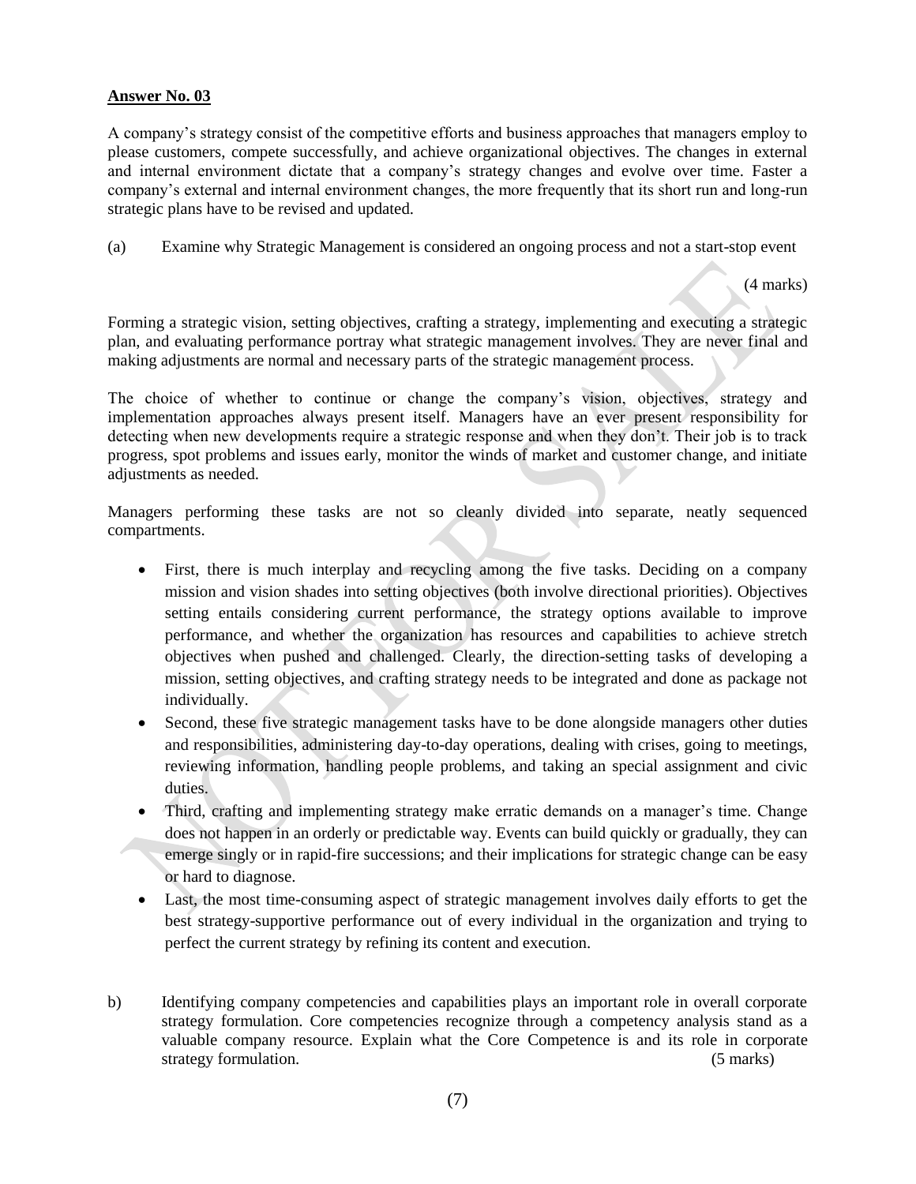**Answer No. 03**

A company's strategy consist of the competitive efforts and business approaches that managers employ to please customers, compete successfully, and achieve organizational objectives. The changes in external and internal environment dictate that a company's strategy changes and evolve over time. Faster a company's external and internal environment changes, the more frequently that its short run and long-run strategic plans have to be revised and updated.

(a) Examine why Strategic Management is considered an ongoing process and not a start-stop event

(4 marks)

Forming a strategic vision, setting objectives, crafting a strategy, implementing and executing a strategic plan, and evaluating performance portray what strategic management involves. They are never final and making adjustments are normal and necessary parts of the strategic management process.

The choice of whether to continue or change the company's vision, objectives, strategy and implementation approaches always present itself. Managers have an ever present responsibility for detecting when new developments require a strategic response and when they don't. Their job is to track progress, spot problems and issues early, monitor the winds of market and customer change, and initiate adjustments as needed.

Managers performing these tasks are not so cleanly divided into separate, neatly sequenced compartments.

- First, there is much interplay and recycling among the five tasks. Deciding on a company mission and vision shades into setting objectives (both involve directional priorities). Objectives setting entails considering current performance, the strategy options available to improve performance, and whether the organization has resources and capabilities to achieve stretch objectives when pushed and challenged. Clearly, the direction-setting tasks of developing a mission, setting objectives, and crafting strategy needs to be integrated and done as package not individually.
- Second, these five strategic management tasks have to be done alongside managers other duties and responsibilities, administering day-to-day operations, dealing with crises, going to meetings, reviewing information, handling people problems, and taking an special assignment and civic duties.
- Third, crafting and implementing strategy make erratic demands on a manager's time. Change does not happen in an orderly or predictable way. Events can build quickly or gradually, they can emerge singly or in rapid-fire successions; and their implications for strategic change can be easy or hard to diagnose.
- Last, the most time-consuming aspect of strategic management involves daily efforts to get the best strategy-supportive performance out of every individual in the organization and trying to perfect the current strategy by refining its content and execution.

b) Identifying company competencies and capabilities plays an important role in overall corporate strategy formulation. Core competencies recognize through a competency analysis stand as a valuable company resource. Explain what the Core Competence is and its role in corporate strategy formulation. (5 marks)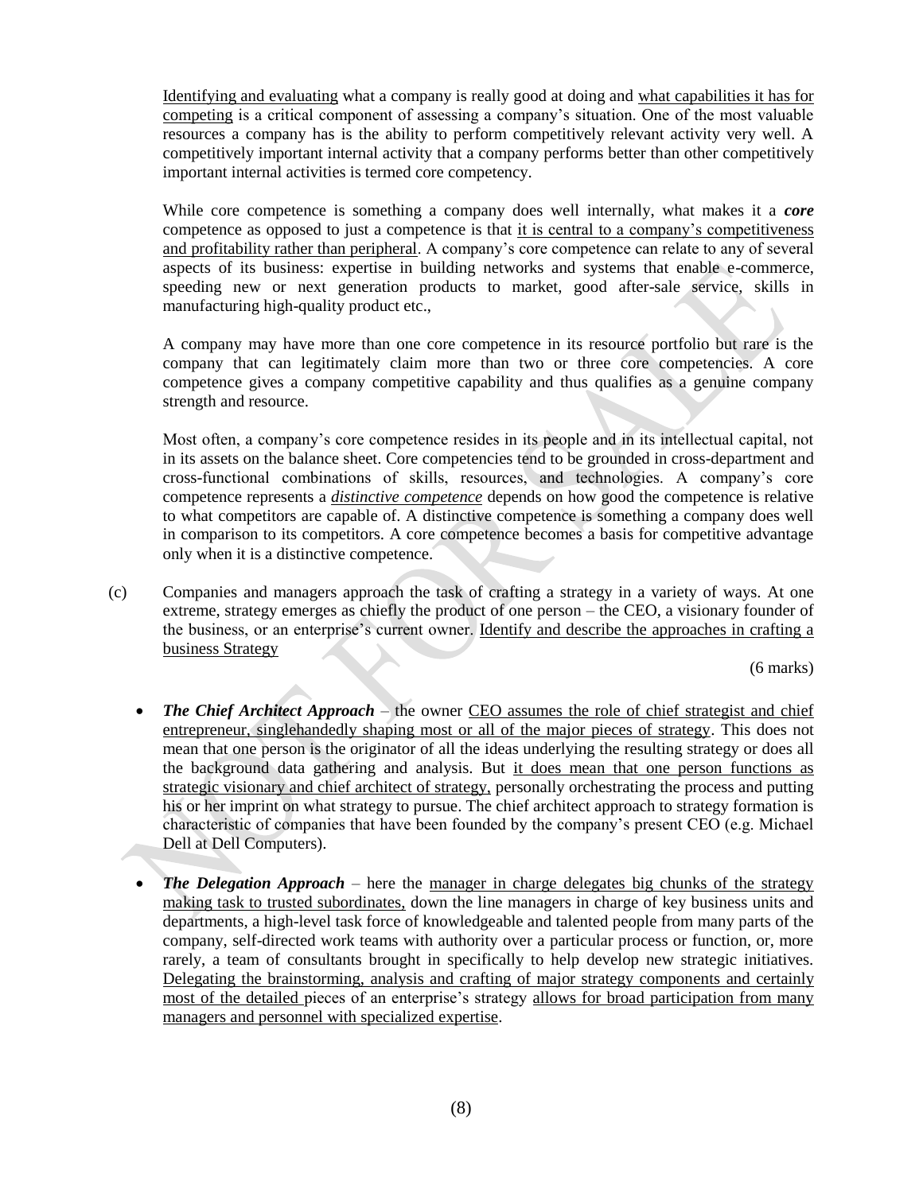Identifying and evaluating what a company is really good at doing and what capabilities it has for competing is a critical component of assessing a company's situation. One of the most valuable resources a company has is the ability to perform competitively relevant activity very well. A competitively important internal activity that a company performs better than other competitively important internal activities is termed core competency.

While core competence is something a company does well internally, what makes it a ***core*** competence as opposed to just a competence is that it is central to a company's competitiveness and profitability rather than peripheral. A company's core competence can relate to any of several aspects of its business: expertise in building networks and systems that enable e-commerce, speeding new or next generation products to market, good after-sale service, skills in manufacturing high-quality product etc.,

A company may have more than one core competence in its resource portfolio but rare is the company that can legitimately claim more than two or three core competencies. A core competence gives a company competitive capability and thus qualifies as a genuine company strength and resource.

Most often, a company's core competence resides in its people and in its intellectual capital, not in its assets on the balance sheet. Core competencies tend to be grounded in cross-department and cross-functional combinations of skills, resources, and technologies. A company's core competence represents a ***distinctive competence*** depends on how good the competence is relative to what competitors are capable of. A distinctive competence is something a company does well in comparison to its competitors. A core competence becomes a basis for competitive advantage only when it is a distinctive competence.

(c) Companies and managers approach the task of crafting a strategy in a variety of ways. At one extreme, strategy emerges as chiefly the product of one person – the CEO, a visionary founder of the business, or an enterprise's current owner. Identify and describe the approaches in crafting a business Strategy

(6 marks)

- ***The Chief Architect Approach*** – the owner CEO assumes the role of chief strategist and chief entrepreneur, singlehandedly shaping most or all of the major pieces of strategy. This does not mean that one person is the originator of all the ideas underlying the resulting strategy or does all the background data gathering and analysis. But it does mean that one person functions as strategic visionary and chief architect of strategy, personally orchestrating the process and putting his or her imprint on what strategy to pursue. The chief architect approach to strategy formation is characteristic of companies that have been founded by the company's present CEO (e.g. Michael Dell at Dell Computers).

- ***The Delegation Approach*** – here the manager in charge delegates big chunks of the strategy making task to trusted subordinates, down the line managers in charge of key business units and departments, a high-level task force of knowledgeable and talented people from many parts of the company, self-directed work teams with authority over a particular process or function, or, more rarely, a team of consultants brought in specifically to help develop new strategic initiatives. Delegating the brainstorming, analysis and crafting of major strategy components and certainly most of the detailed pieces of an enterprise's strategy allows for broad participation from many managers and personnel with specialized expertise.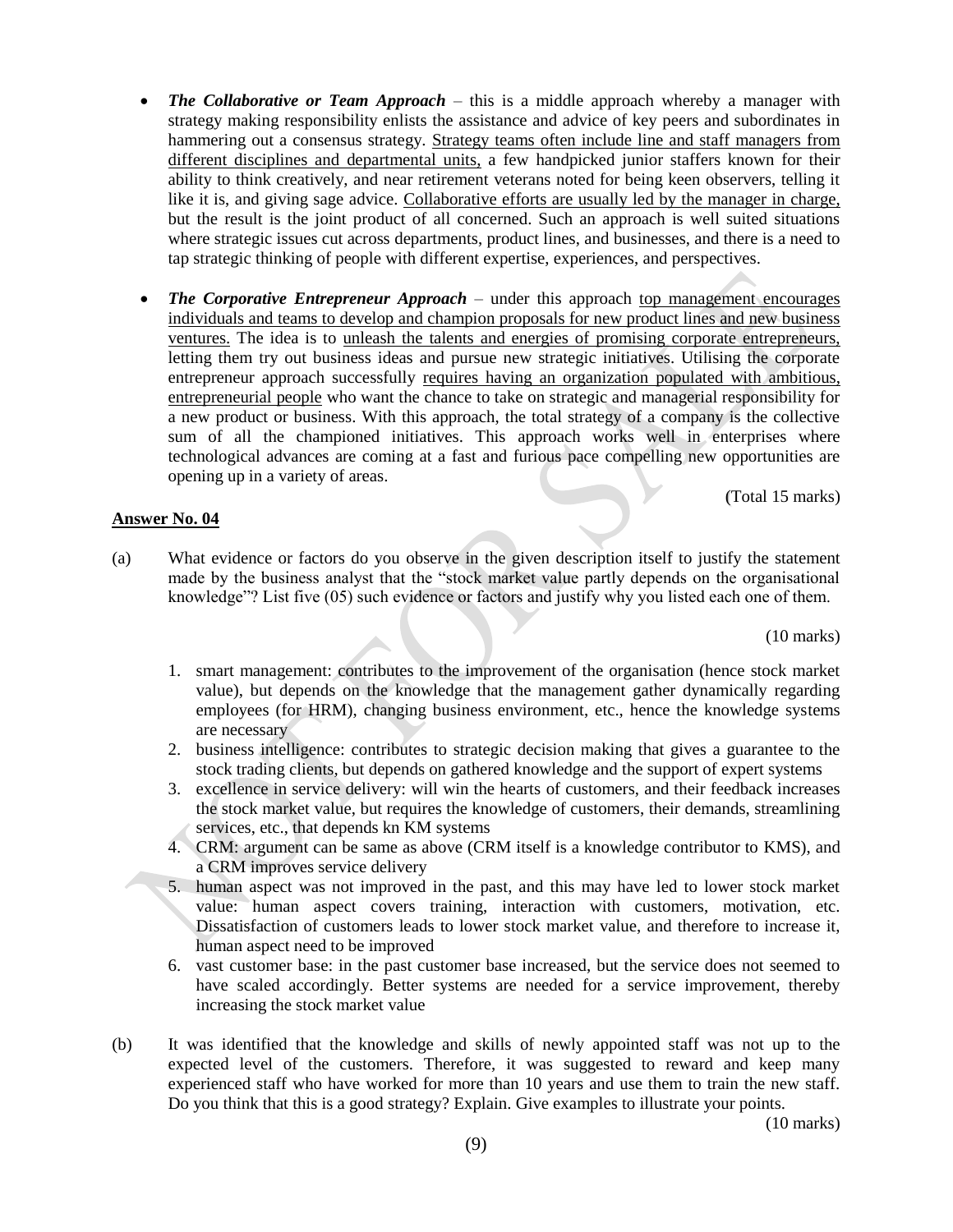- ***The Collaborative or Team Approach*** – this is a middle approach whereby a manager with strategy making responsibility enlists the assistance and advice of key peers and subordinates in hammering out a consensus strategy. Strategy teams often include line and staff managers from different disciplines and departmental units, a few handpicked junior staffers known for their ability to think creatively, and near retirement veterans noted for being keen observers, telling it like it is, and giving sage advice. Collaborative efforts are usually led by the manager in charge, but the result is the joint product of all concerned. Such an approach is well suited situations where strategic issues cut across departments, product lines, and businesses, and there is a need to tap strategic thinking of people with different expertise, experiences, and perspectives.

- ***The Corporative Entrepreneur Approach*** – under this approach top management encourages individuals and teams to develop and champion proposals for new product lines and new business ventures. The idea is to unleash the talents and energies of promising corporate entrepreneurs, letting them try out business ideas and pursue new strategic initiatives. Utilising the corporate entrepreneur approach successfully requires having an organization populated with ambitious, entrepreneurial people who want the chance to take on strategic and managerial responsibility for a new product or business. With this approach, the total strategy of a company is the collective sum of all the championed initiatives. This approach works well in enterprises where technological advances are coming at a fast and furious pace compelling new opportunities are opening up in a variety of areas.

(Total 15 marks)

**Answer No. 04**

(a) What evidence or factors do you observe in the given description itself to justify the statement made by the business analyst that the "stock market value partly depends on the organisational knowledge"? List five (05) such evidence or factors and justify why you listed each one of them.

(10 marks)

1. smart management: contributes to the improvement of the organisation (hence stock market value), but depends on the knowledge that the management gather dynamically regarding employees (for HRM), changing business environment, etc., hence the knowledge systems are necessary
2. business intelligence: contributes to strategic decision making that gives a guarantee to the stock trading clients, but depends on gathered knowledge and the support of expert systems
3. excellence in service delivery: will win the hearts of customers, and their feedback increases the stock market value, but requires the knowledge of customers, their demands, streamlining services, etc., that depends kn KM systems
4. CRM: argument can be same as above (CRM itself is a knowledge contributor to KMS), and a CRM improves service delivery
5. human aspect was not improved in the past, and this may have led to lower stock market value: human aspect covers training, interaction with customers, motivation, etc. Dissatisfaction of customers leads to lower stock market value, and therefore to increase it, human aspect need to be improved
6. vast customer base: in the past customer base increased, but the service does not seemed to have scaled accordingly. Better systems are needed for a service improvement, thereby increasing the stock market value

(b) It was identified that the knowledge and skills of newly appointed staff was not up to the expected level of the customers. Therefore, it was suggested to reward and keep many experienced staff who have worked for more than 10 years and use them to train the new staff. Do you think that this is a good strategy? Explain. Give examples to illustrate your points.

(10 marks)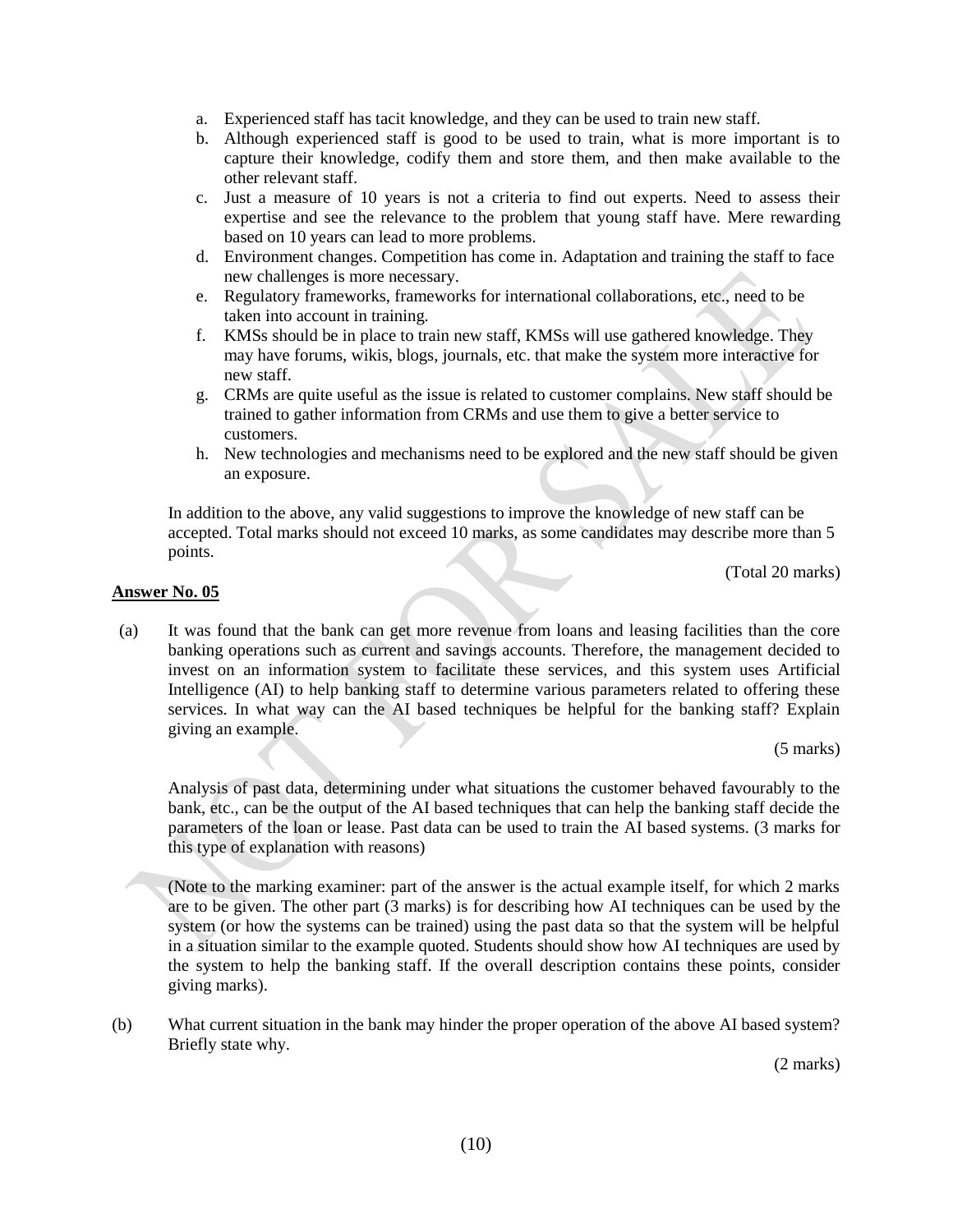a. Experienced staff has tacit knowledge, and they can be used to train new staff.
b. Although experienced staff is good to be used to train, what is more important is to capture their knowledge, codify them and store them, and then make available to the other relevant staff.
c. Just a measure of 10 years is not a criteria to find out experts. Need to assess their expertise and see the relevance to the problem that young staff have. Mere rewarding based on 10 years can lead to more problems.
d. Environment changes. Competition has come in. Adaptation and training the staff to face new challenges is more necessary.
e. Regulatory frameworks, frameworks for international collaborations, etc., need to be taken into account in training.
f. KMSs should be in place to train new staff, KMSs will use gathered knowledge. They may have forums, wikis, blogs, journals, etc. that make the system more interactive for new staff.
g. CRMs are quite useful as the issue is related to customer complains. New staff should be trained to gather information from CRMs and use them to give a better service to customers.
h. New technologies and mechanisms need to be explored and the new staff should be given an exposure.

In addition to the above, any valid suggestions to improve the knowledge of new staff can be accepted. Total marks should not exceed 10 marks, as some candidates may describe more than 5 points.

(Total 20 marks)

**Answer No. 05**

(a) It was found that the bank can get more revenue from loans and leasing facilities than the core banking operations such as current and savings accounts. Therefore, the management decided to invest on an information system to facilitate these services, and this system uses Artificial Intelligence (AI) to help banking staff to determine various parameters related to offering these services. In what way can the AI based techniques be helpful for the banking staff? Explain giving an example.

(5 marks)

Analysis of past data, determining under what situations the customer behaved favourably to the bank, etc., can be the output of the AI based techniques that can help the banking staff decide the parameters of the loan or lease. Past data can be used to train the AI based systems. (3 marks for this type of explanation with reasons)

(Note to the marking examiner: part of the answer is the actual example itself, for which 2 marks are to be given. The other part (3 marks) is for describing how AI techniques can be used by the system (or how the systems can be trained) using the past data so that the system will be helpful in a situation similar to the example quoted. Students should show how AI techniques are used by the system to help the banking staff. If the overall description contains these points, consider giving marks).

(b) What current situation in the bank may hinder the proper operation of the above AI based system? Briefly state why.

(2 marks)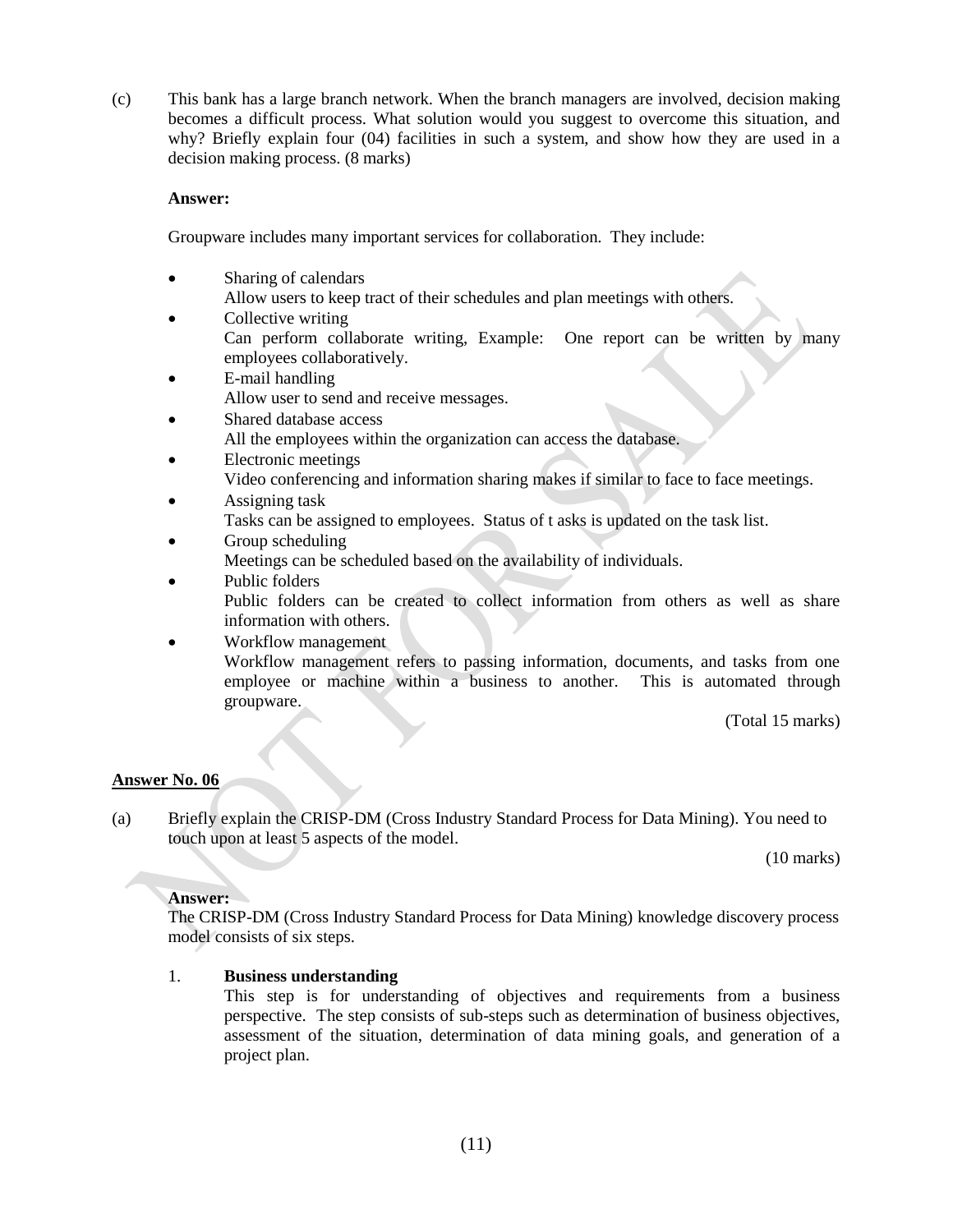(c) This bank has a large branch network. When the branch managers are involved, decision making becomes a difficult process. What solution would you suggest to overcome this situation, and why? Briefly explain four (04) facilities in such a system, and show how they are used in a decision making process. (8 marks)

**Answer:**

Groupware includes many important services for collaboration. They include:

- Sharing of calendars
  Allow users to keep tract of their schedules and plan meetings with others.
- Collective writing
  Can perform collaborate writing, Example: One report can be written by many employees collaboratively.
- E-mail handling
  Allow user to send and receive messages.
- Shared database access
  All the employees within the organization can access the database.
- Electronic meetings
  Video conferencing and information sharing makes if similar to face to face meetings.
- Assigning task
  Tasks can be assigned to employees. Status of t asks is updated on the task list.
- Group scheduling
  Meetings can be scheduled based on the availability of individuals.
- Public folders
  Public folders can be created to collect information from others as well as share information with others.
- Workflow management
  Workflow management refers to passing information, documents, and tasks from one employee or machine within a business to another. This is automated through groupware.

(Total 15 marks)

## Answer No. 06

(a) Briefly explain the CRISP-DM (Cross Industry Standard Process for Data Mining). You need to touch upon at least 5 aspects of the model.

(10 marks)

**Answer:**

The CRISP-DM (Cross Industry Standard Process for Data Mining) knowledge discovery process model consists of six steps.

1. **Business understanding**
   This step is for understanding of objectives and requirements from a business perspective. The step consists of sub-steps such as determination of business objectives, assessment of the situation, determination of data mining goals, and generation of a project plan.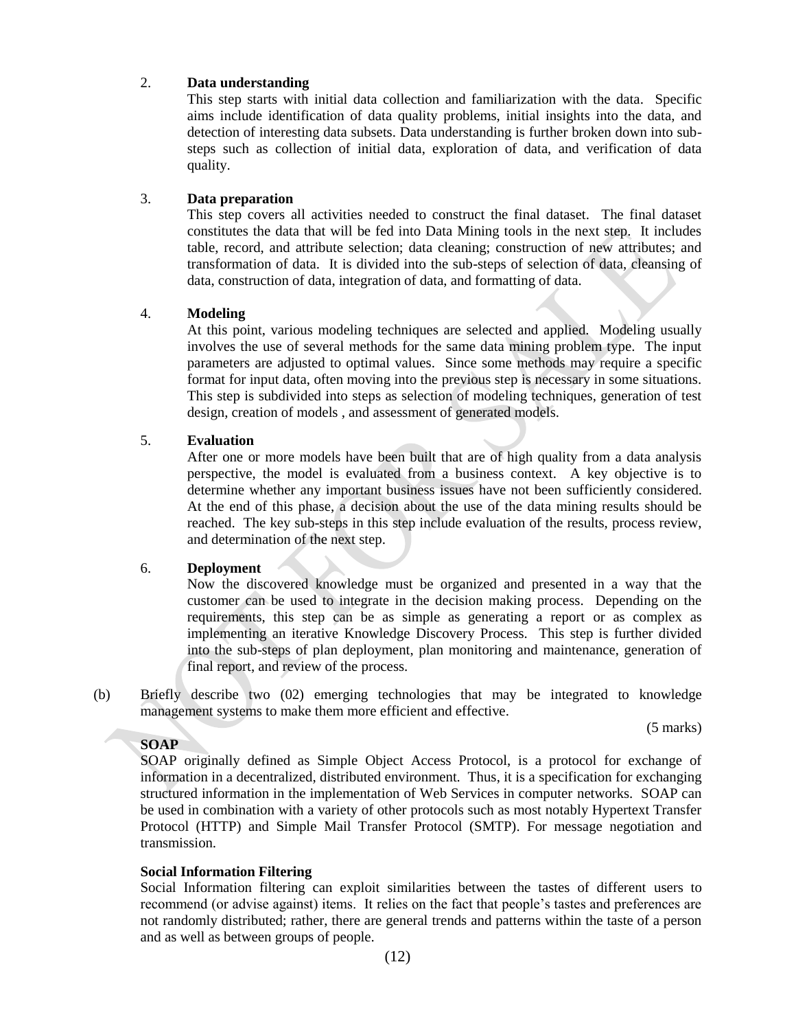2. **Data understanding**

   This step starts with initial data collection and familiarization with the data. Specific aims include identification of data quality problems, initial insights into the data, and detection of interesting data subsets. Data understanding is further broken down into sub-steps such as collection of initial data, exploration of data, and verification of data quality.

3. **Data preparation**

   This step covers all activities needed to construct the final dataset. The final dataset constitutes the data that will be fed into Data Mining tools in the next step. It includes table, record, and attribute selection; data cleaning; construction of new attributes; and transformation of data. It is divided into the sub-steps of selection of data, cleansing of data, construction of data, integration of data, and formatting of data.

4. **Modeling**

   At this point, various modeling techniques are selected and applied. Modeling usually involves the use of several methods for the same data mining problem type. The input parameters are adjusted to optimal values. Since some methods may require a specific format for input data, often moving into the previous step is necessary in some situations. This step is subdivided into steps as selection of modeling techniques, generation of test design, creation of models , and assessment of generated models.

5. **Evaluation**

   After one or more models have been built that are of high quality from a data analysis perspective, the model is evaluated from a business context. A key objective is to determine whether any important business issues have not been sufficiently considered. At the end of this phase, a decision about the use of the data mining results should be reached. The key sub-steps in this step include evaluation of the results, process review, and determination of the next step.

6. **Deployment**

   Now the discovered knowledge must be organized and presented in a way that the customer can be used to integrate in the decision making process. Depending on the requirements, this step can be as simple as generating a report or as complex as implementing an iterative Knowledge Discovery Process. This step is further divided into the sub-steps of plan deployment, plan monitoring and maintenance, generation of final report, and review of the process.

(b) Briefly describe two (02) emerging technologies that may be integrated to knowledge management systems to make them more efficient and effective.

(5 marks)

**SOAP**

SOAP originally defined as Simple Object Access Protocol, is a protocol for exchange of information in a decentralized, distributed environment. Thus, it is a specification for exchanging structured information in the implementation of Web Services in computer networks. SOAP can be used in combination with a variety of other protocols such as most notably Hypertext Transfer Protocol (HTTP) and Simple Mail Transfer Protocol (SMTP). For message negotiation and transmission.

**Social Information Filtering**

Social Information filtering can exploit similarities between the tastes of different users to recommend (or advise against) items. It relies on the fact that people's tastes and preferences are not randomly distributed; rather, there are general trends and patterns within the taste of a person and as well as between groups of people.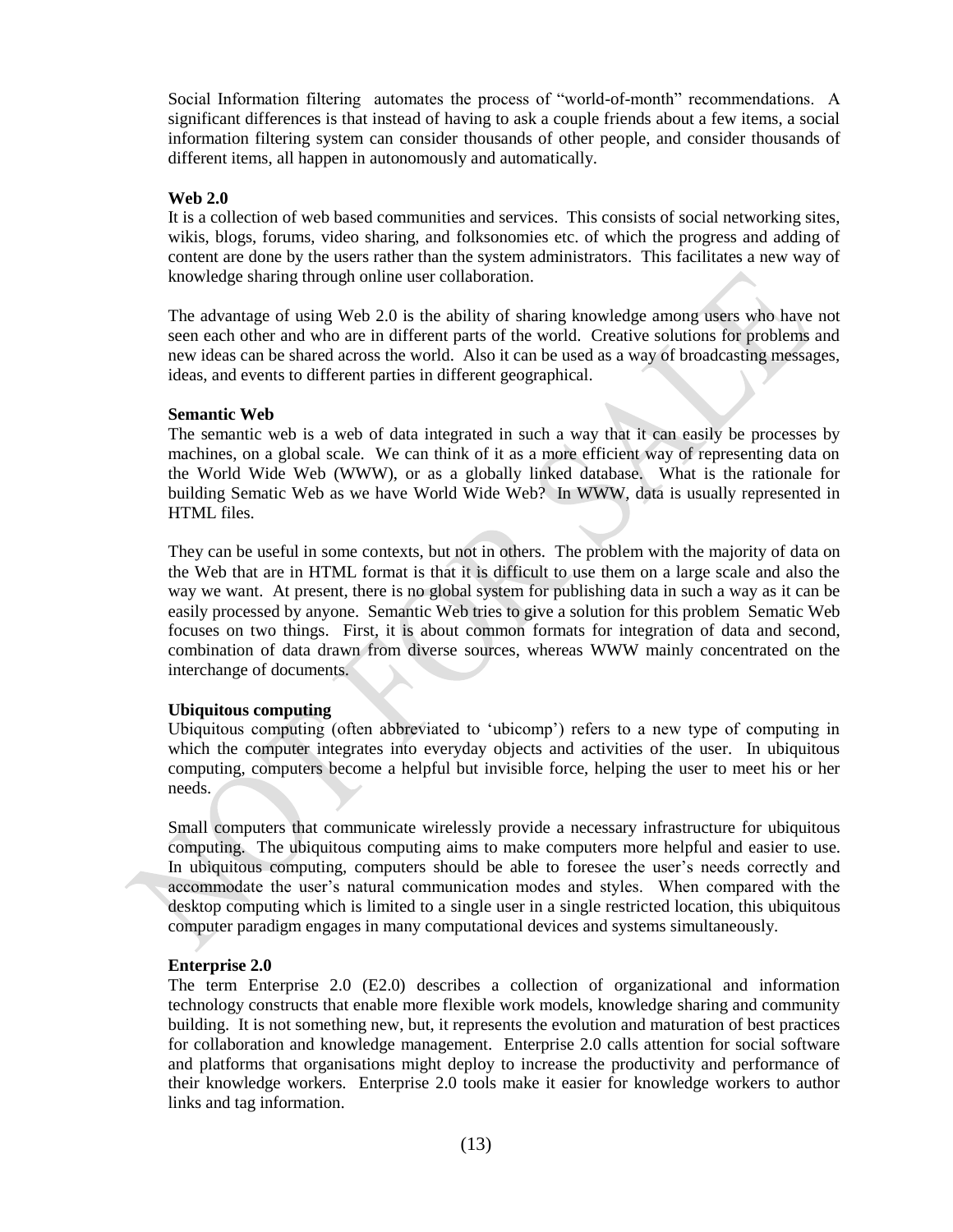Social Information filtering automates the process of "world-of-month" recommendations. A significant differences is that instead of having to ask a couple friends about a few items, a social information filtering system can consider thousands of other people, and consider thousands of different items, all happen in autonomously and automatically.

**Web 2.0**

It is a collection of web based communities and services. This consists of social networking sites, wikis, blogs, forums, video sharing, and folksonomies etc. of which the progress and adding of content are done by the users rather than the system administrators. This facilitates a new way of knowledge sharing through online user collaboration.

The advantage of using Web 2.0 is the ability of sharing knowledge among users who have not seen each other and who are in different parts of the world. Creative solutions for problems and new ideas can be shared across the world. Also it can be used as a way of broadcasting messages, ideas, and events to different parties in different geographical.

**Semantic Web**

The semantic web is a web of data integrated in such a way that it can easily be processes by machines, on a global scale. We can think of it as a more efficient way of representing data on the World Wide Web (WWW), or as a globally linked database. What is the rationale for building Sematic Web as we have World Wide Web? In WWW, data is usually represented in HTML files.

They can be useful in some contexts, but not in others. The problem with the majority of data on the Web that are in HTML format is that it is difficult to use them on a large scale and also the way we want. At present, there is no global system for publishing data in such a way as it can be easily processed by anyone. Semantic Web tries to give a solution for this problem Sematic Web focuses on two things. First, it is about common formats for integration of data and second, combination of data drawn from diverse sources, whereas WWW mainly concentrated on the interchange of documents.

**Ubiquitous computing**

Ubiquitous computing (often abbreviated to 'ubicomp') refers to a new type of computing in which the computer integrates into everyday objects and activities of the user. In ubiquitous computing, computers become a helpful but invisible force, helping the user to meet his or her needs.

Small computers that communicate wirelessly provide a necessary infrastructure for ubiquitous computing. The ubiquitous computing aims to make computers more helpful and easier to use. In ubiquitous computing, computers should be able to foresee the user's needs correctly and accommodate the user's natural communication modes and styles. When compared with the desktop computing which is limited to a single user in a single restricted location, this ubiquitous computer paradigm engages in many computational devices and systems simultaneously.

**Enterprise 2.0**

The term Enterprise 2.0 (E2.0) describes a collection of organizational and information technology constructs that enable more flexible work models, knowledge sharing and community building. It is not something new, but, it represents the evolution and maturation of best practices for collaboration and knowledge management. Enterprise 2.0 calls attention for social software and platforms that organisations might deploy to increase the productivity and performance of their knowledge workers. Enterprise 2.0 tools make it easier for knowledge workers to author links and tag information.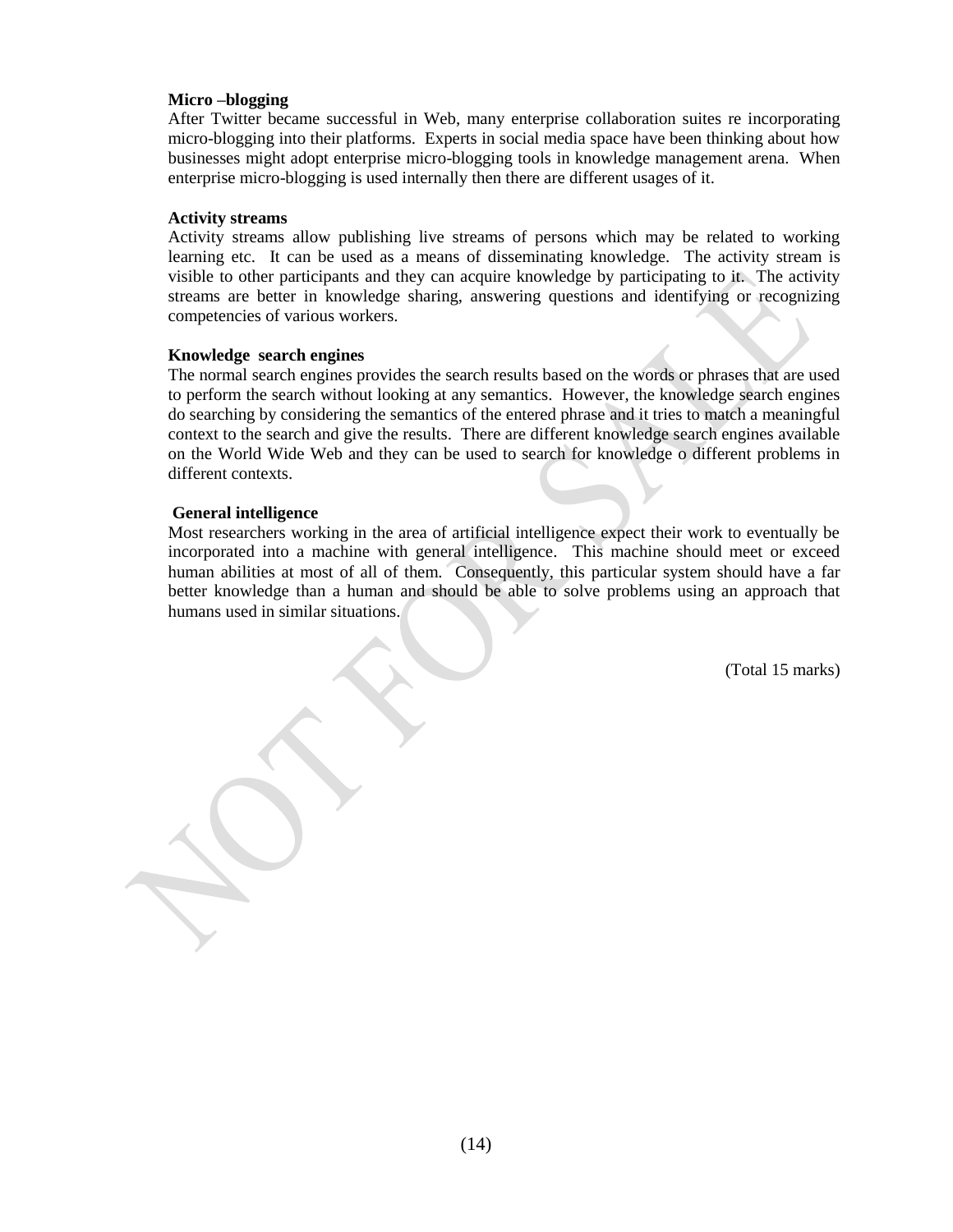**Micro –blogging**

After Twitter became successful in Web, many enterprise collaboration suites re incorporating micro-blogging into their platforms. Experts in social media space have been thinking about how businesses might adopt enterprise micro-blogging tools in knowledge management arena. When enterprise micro-blogging is used internally then there are different usages of it.

**Activity streams**

Activity streams allow publishing live streams of persons which may be related to working learning etc. It can be used as a means of disseminating knowledge. The activity stream is visible to other participants and they can acquire knowledge by participating to it. The activity streams are better in knowledge sharing, answering questions and identifying or recognizing competencies of various workers.

**Knowledge search engines**

The normal search engines provides the search results based on the words or phrases that are used to perform the search without looking at any semantics. However, the knowledge search engines do searching by considering the semantics of the entered phrase and it tries to match a meaningful context to the search and give the results. There are different knowledge search engines available on the World Wide Web and they can be used to search for knowledge o different problems in different contexts.

**General intelligence**

Most researchers working in the area of artificial intelligence expect their work to eventually be incorporated into a machine with general intelligence. This machine should meet or exceed human abilities at most of all of them. Consequently, this particular system should have a far better knowledge than a human and should be able to solve problems using an approach that humans used in similar situations.

(Total 15 marks)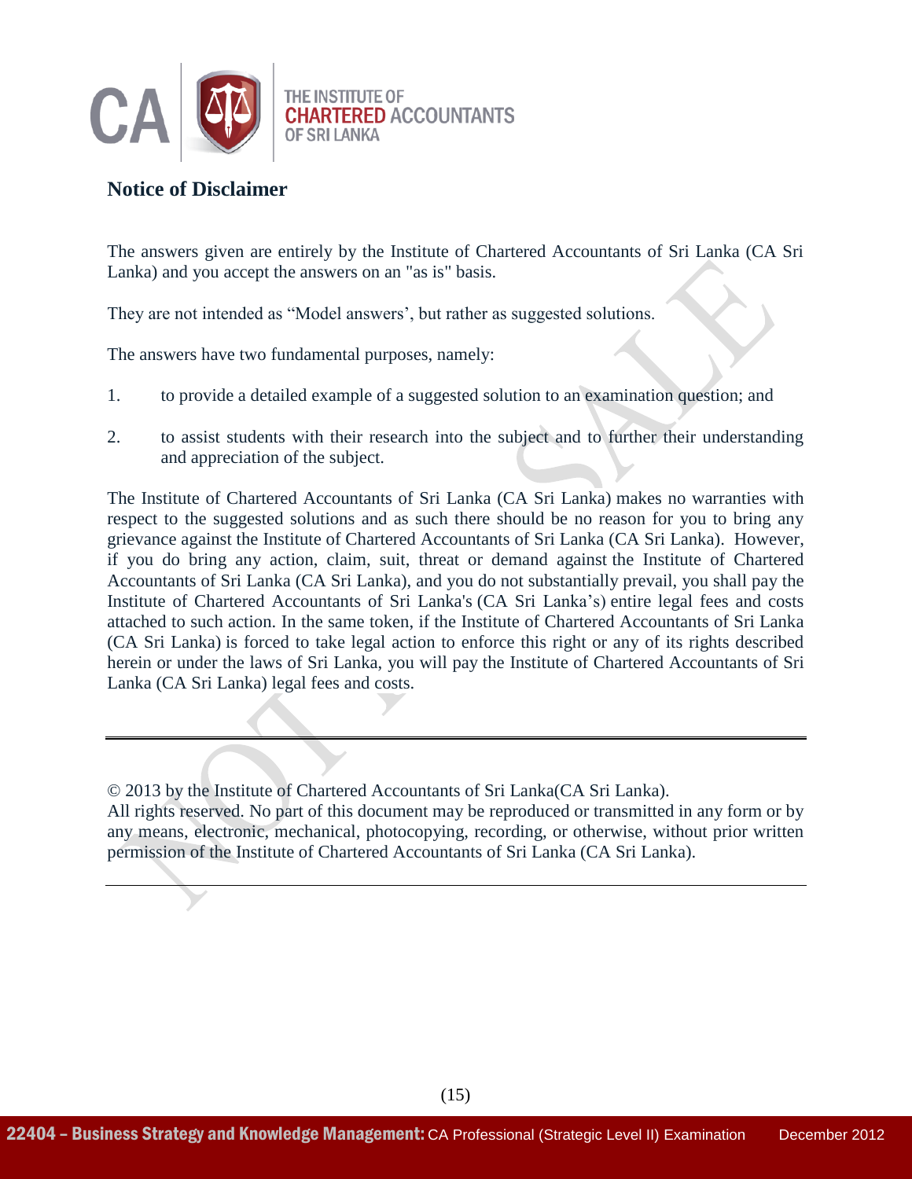## Notice of Disclaimer

The answers given are entirely by the Institute of Chartered Accountants of Sri Lanka (CA Sri Lanka) and you accept the answers on an "as is" basis.

They are not intended as "Model answers', but rather as suggested solutions.

The answers have two fundamental purposes, namely:

1. to provide a detailed example of a suggested solution to an examination question; and

2. to assist students with their research into the subject and to further their understanding and appreciation of the subject.

The Institute of Chartered Accountants of Sri Lanka (CA Sri Lanka) makes no warranties with respect to the suggested solutions and as such there should be no reason for you to bring any grievance against the Institute of Chartered Accountants of Sri Lanka (CA Sri Lanka). However, if you do bring any action, claim, suit, threat or demand against the Institute of Chartered Accountants of Sri Lanka (CA Sri Lanka), and you do not substantially prevail, you shall pay the Institute of Chartered Accountants of Sri Lanka's (CA Sri Lanka's) entire legal fees and costs attached to such action. In the same token, if the Institute of Chartered Accountants of Sri Lanka (CA Sri Lanka) is forced to take legal action to enforce this right or any of its rights described herein or under the laws of Sri Lanka, you will pay the Institute of Chartered Accountants of Sri Lanka (CA Sri Lanka) legal fees and costs.

---

© 2013 by the Institute of Chartered Accountants of Sri Lanka(CA Sri Lanka).
All rights reserved. No part of this document may be reproduced or transmitted in any form or by any means, electronic, mechanical, photocopying, recording, or otherwise, without prior written permission of the Institute of Chartered Accountants of Sri Lanka (CA Sri Lanka).

---